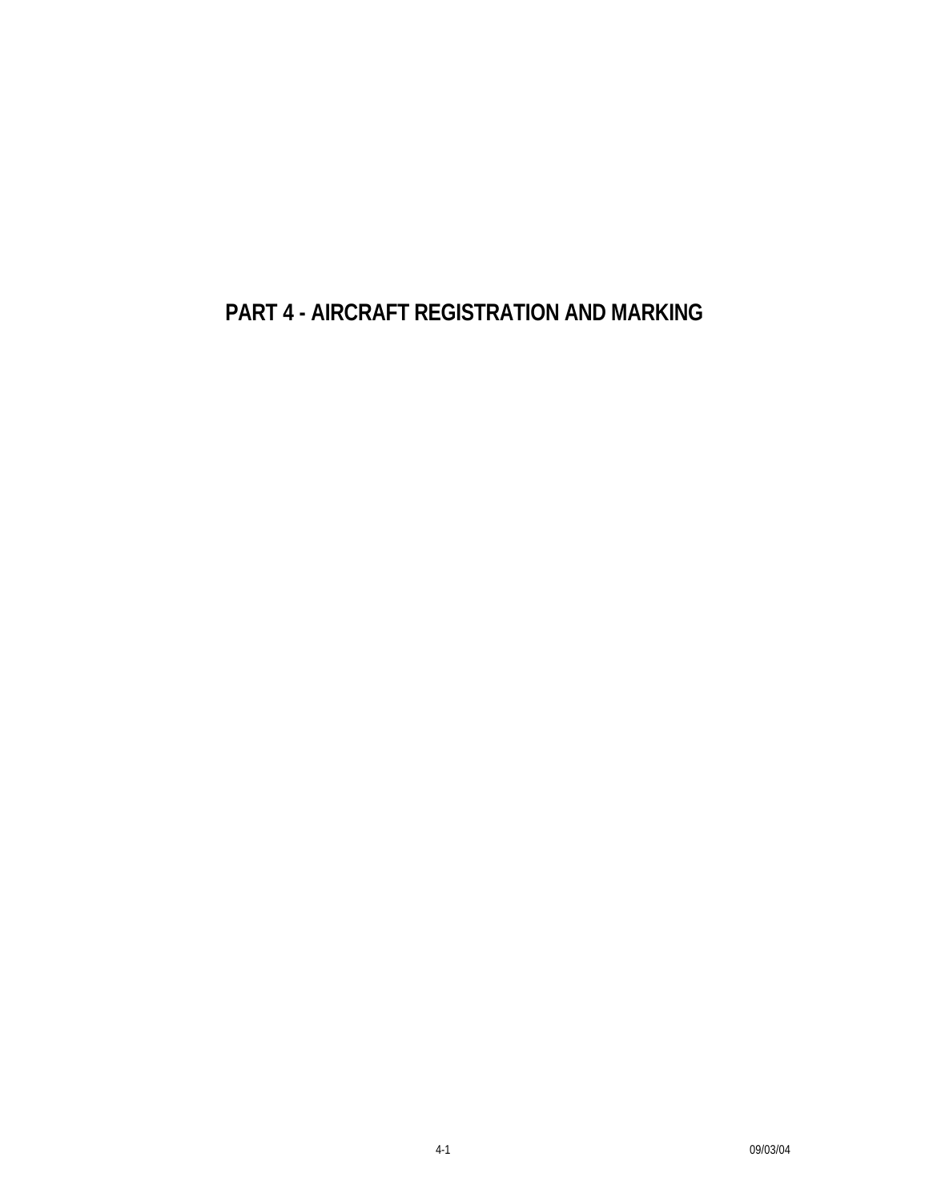# PART 4 - AIRCRAFT REGISTRATION AND MARKING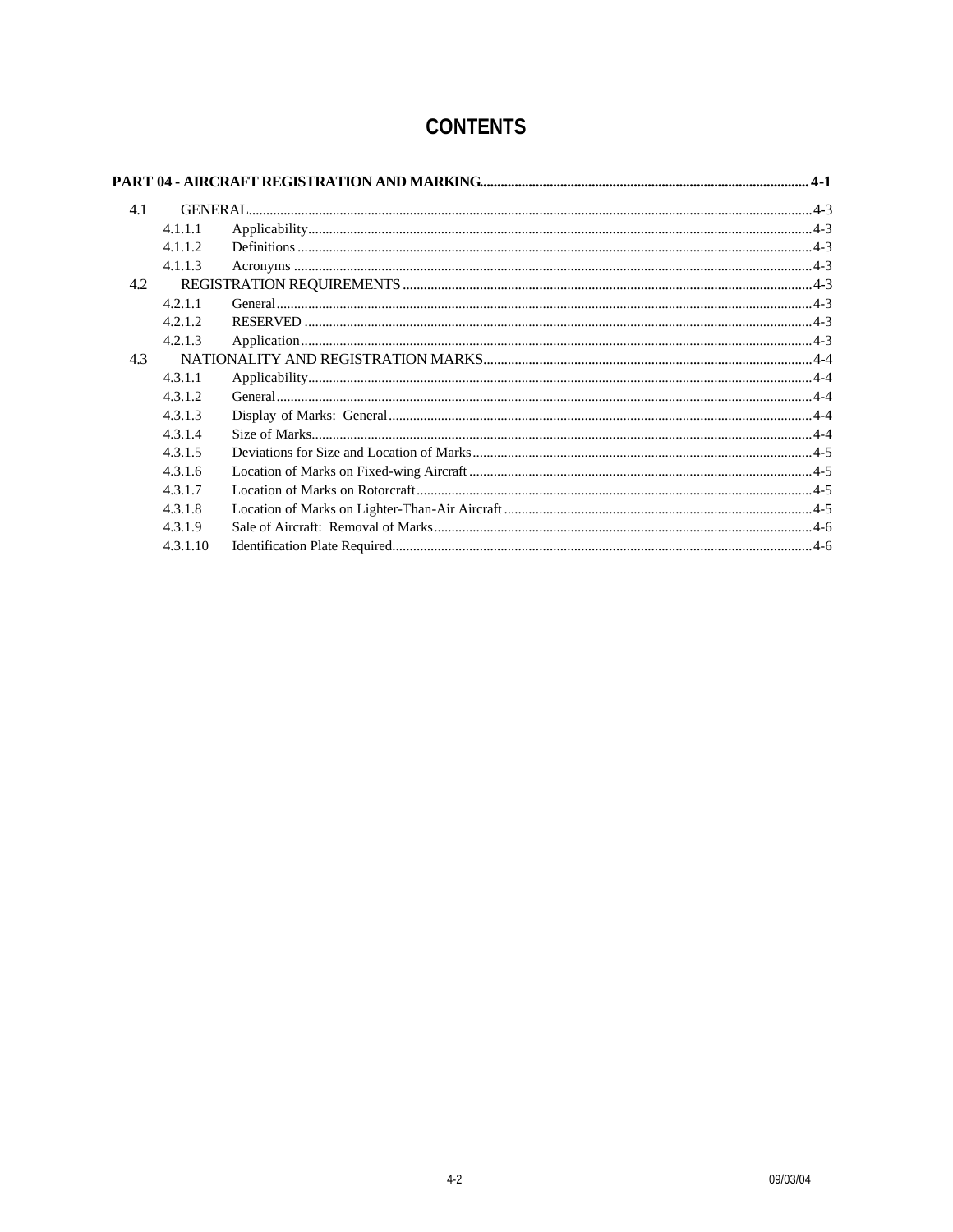# CONTENTS

**PART 04 - AIRCRAFT REGISTRATION AND MARKING** ........ 4-1

4.1 GENERAL ........ 4-3

- 4.1.1.1 Applicability ........ 4-3
- 4.1.1.2 Definitions ........ 4-3
- 4.1.1.3 Acronyms ........ 4-3

4.2 REGISTRATION REQUIREMENTS ........ 4-3

- 4.2.1.1 General ........ 4-3
- 4.2.1.2 RESERVED ........ 4-3
- 4.2.1.3 Application ........ 4-3

4.3 NATIONALITY AND REGISTRATION MARKS ........ 4-4

- 4.3.1.1 Applicability ........ 4-4
- 4.3.1.2 General ........ 4-4
- 4.3.1.3 Display of Marks: General ........ 4-4
- 4.3.1.4 Size of Marks ........ 4-4
- 4.3.1.5 Deviations for Size and Location of Marks ........ 4-5
- 4.3.1.6 Location of Marks on Fixed-wing Aircraft ........ 4-5
- 4.3.1.7 Location of Marks on Rotorcraft ........ 4-5
- 4.3.1.8 Location of Marks on Lighter-Than-Air Aircraft ........ 4-5
- 4.3.1.9 Sale of Aircraft: Removal of Marks ........ 4-6
- 4.3.1.10 Identification Plate Required ........ 4-6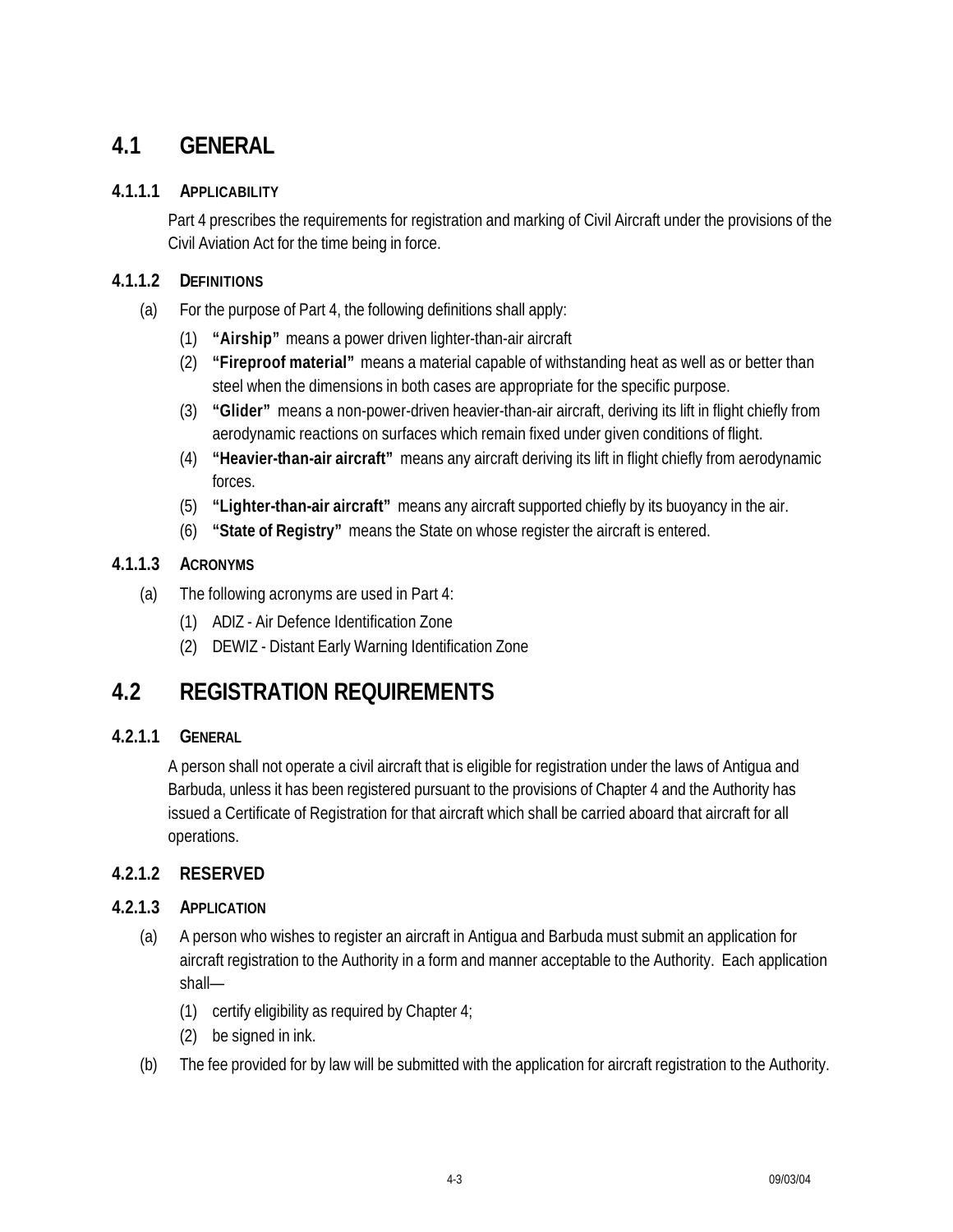## 4.1 GENERAL

### 4.1.1.1 APPLICABILITY

Part 4 prescribes the requirements for registration and marking of Civil Aircraft under the provisions of the Civil Aviation Act for the time being in force.

### 4.1.1.2 DEFINITIONS

(a) For the purpose of Part 4, the following definitions shall apply:

(1) **"Airship"** means a power driven lighter-than-air aircraft

(2) **"Fireproof material"** means a material capable of withstanding heat as well as or better than steel when the dimensions in both cases are appropriate for the specific purpose.

(3) **"Glider"** means a non-power-driven heavier-than-air aircraft, deriving its lift in flight chiefly from aerodynamic reactions on surfaces which remain fixed under given conditions of flight.

(4) **"Heavier-than-air aircraft"** means any aircraft deriving its lift in flight chiefly from aerodynamic forces.

(5) **"Lighter-than-air aircraft"** means any aircraft supported chiefly by its buoyancy in the air.

(6) **"State of Registry"** means the State on whose register the aircraft is entered.

### 4.1.1.3 ACRONYMS

(a) The following acronyms are used in Part 4:

(1) ADIZ - Air Defence Identification Zone

(2) DEWIZ - Distant Early Warning Identification Zone

## 4.2 REGISTRATION REQUIREMENTS

### 4.2.1.1 GENERAL

A person shall not operate a civil aircraft that is eligible for registration under the laws of Antigua and Barbuda, unless it has been registered pursuant to the provisions of Chapter 4 and the Authority has issued a Certificate of Registration for that aircraft which shall be carried aboard that aircraft for all operations.

### 4.2.1.2 RESERVED

### 4.2.1.3 APPLICATION

(a) A person who wishes to register an aircraft in Antigua and Barbuda must submit an application for aircraft registration to the Authority in a form and manner acceptable to the Authority. Each application shall—

(1) certify eligibility as required by Chapter 4;

(2) be signed in ink.

(b) The fee provided for by law will be submitted with the application for aircraft registration to the Authority.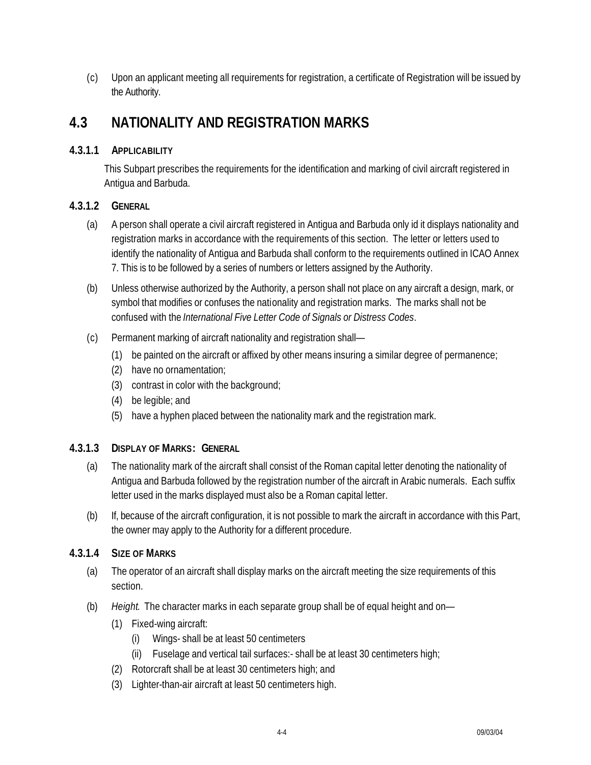(c) Upon an applicant meeting all requirements for registration, a certificate of Registration will be issued by the Authority.

## 4.3 NATIONALITY AND REGISTRATION MARKS

### 4.3.1.1 APPLICABILITY

This Subpart prescribes the requirements for the identification and marking of civil aircraft registered in Antigua and Barbuda.

### 4.3.1.2 GENERAL

(a) A person shall operate a civil aircraft registered in Antigua and Barbuda only id it displays nationality and registration marks in accordance with the requirements of this section. The letter or letters used to identify the nationality of Antigua and Barbuda shall conform to the requirements outlined in ICAO Annex 7. This is to be followed by a series of numbers or letters assigned by the Authority.

(b) Unless otherwise authorized by the Authority, a person shall not place on any aircraft a design, mark, or symbol that modifies or confuses the nationality and registration marks. The marks shall not be confused with the *International Five Letter Code of Signals or Distress Codes*.

(c) Permanent marking of aircraft nationality and registration shall—

- (1) be painted on the aircraft or affixed by other means insuring a similar degree of permanence;
- (2) have no ornamentation;
- (3) contrast in color with the background;
- (4) be legible; and
- (5) have a hyphen placed between the nationality mark and the registration mark.

### 4.3.1.3 DISPLAY OF MARKS: GENERAL

(a) The nationality mark of the aircraft shall consist of the Roman capital letter denoting the nationality of Antigua and Barbuda followed by the registration number of the aircraft in Arabic numerals. Each suffix letter used in the marks displayed must also be a Roman capital letter.

(b) If, because of the aircraft configuration, it is not possible to mark the aircraft in accordance with this Part, the owner may apply to the Authority for a different procedure.

### 4.3.1.4 SIZE OF MARKS

(a) The operator of an aircraft shall display marks on the aircraft meeting the size requirements of this section.

(b) *Height*. The character marks in each separate group shall be of equal height and on—

- (1) Fixed-wing aircraft:
  - (i) Wings- shall be at least 50 centimeters
  - (ii) Fuselage and vertical tail surfaces:- shall be at least 30 centimeters high;
- (2) Rotorcraft shall be at least 30 centimeters high; and
- (3) Lighter-than-air aircraft at least 50 centimeters high.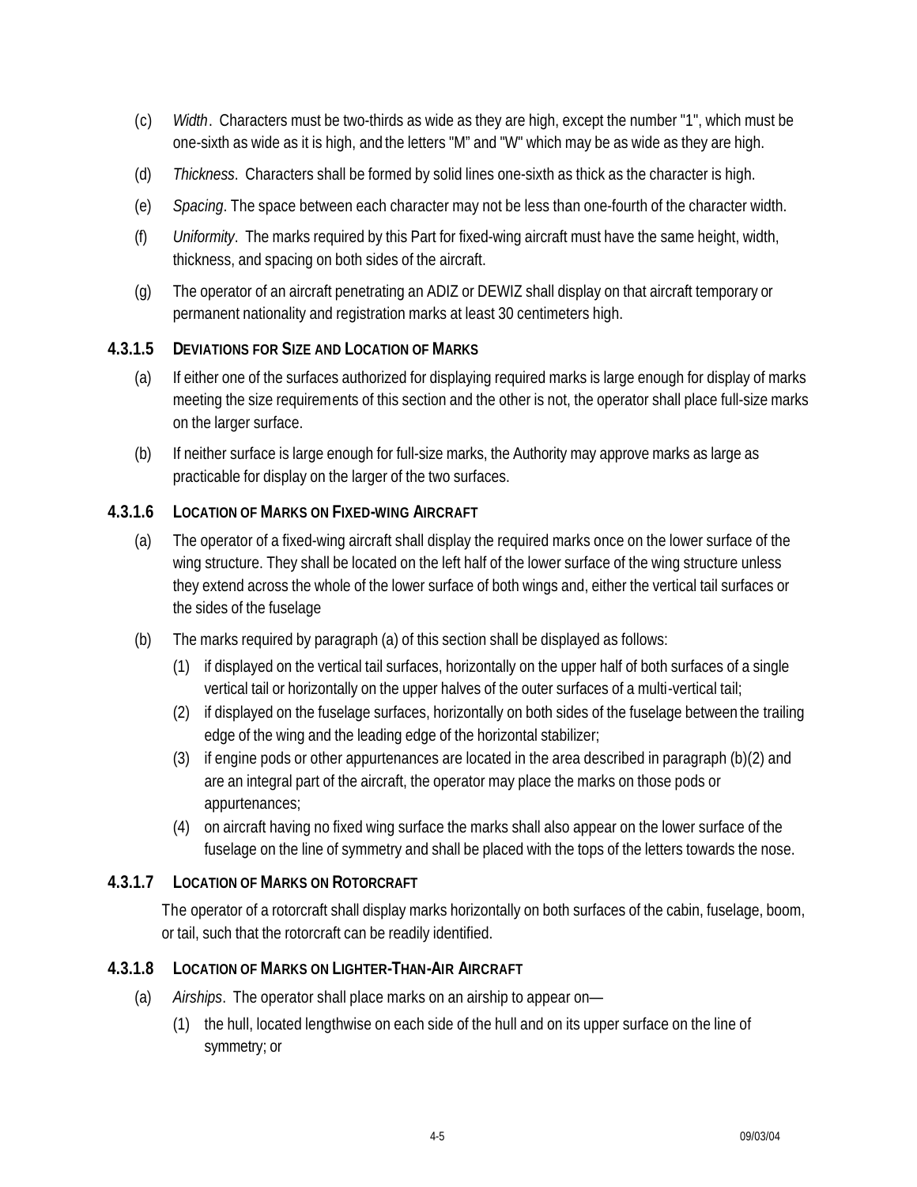(c) *Width*. Characters must be two-thirds as wide as they are high, except the number "1", which must be one-sixth as wide as it is high, and the letters "M" and "W" which may be as wide as they are high.

(d) *Thickness*. Characters shall be formed by solid lines one-sixth as thick as the character is high.

(e) *Spacing*. The space between each character may not be less than one-fourth of the character width.

(f) *Uniformity*. The marks required by this Part for fixed-wing aircraft must have the same height, width, thickness, and spacing on both sides of the aircraft.

(g) The operator of an aircraft penetrating an ADIZ or DEWIZ shall display on that aircraft temporary or permanent nationality and registration marks at least 30 centimeters high.

### 4.3.1.5 DEVIATIONS FOR SIZE AND LOCATION OF MARKS

(a) If either one of the surfaces authorized for displaying required marks is large enough for display of marks meeting the size requirements of this section and the other is not, the operator shall place full-size marks on the larger surface.

(b) If neither surface is large enough for full-size marks, the Authority may approve marks as large as practicable for display on the larger of the two surfaces.

### 4.3.1.6 LOCATION OF MARKS ON FIXED-WING AIRCRAFT

(a) The operator of a fixed-wing aircraft shall display the required marks once on the lower surface of the wing structure. They shall be located on the left half of the lower surface of the wing structure unless they extend across the whole of the lower surface of both wings and, either the vertical tail surfaces or the sides of the fuselage

(b) The marks required by paragraph (a) of this section shall be displayed as follows:

(1) if displayed on the vertical tail surfaces, horizontally on the upper half of both surfaces of a single vertical tail or horizontally on the upper halves of the outer surfaces of a multi-vertical tail;

(2) if displayed on the fuselage surfaces, horizontally on both sides of the fuselage between the trailing edge of the wing and the leading edge of the horizontal stabilizer;

(3) if engine pods or other appurtenances are located in the area described in paragraph (b)(2) and are an integral part of the aircraft, the operator may place the marks on those pods or appurtenances;

(4) on aircraft having no fixed wing surface the marks shall also appear on the lower surface of the fuselage on the line of symmetry and shall be placed with the tops of the letters towards the nose.

### 4.3.1.7 LOCATION OF MARKS ON ROTORCRAFT

The operator of a rotorcraft shall display marks horizontally on both surfaces of the cabin, fuselage, boom, or tail, such that the rotorcraft can be readily identified.

### 4.3.1.8 LOCATION OF MARKS ON LIGHTER-THAN-AIR AIRCRAFT

(a) *Airships*. The operator shall place marks on an airship to appear on—

(1) the hull, located lengthwise on each side of the hull and on its upper surface on the line of symmetry; or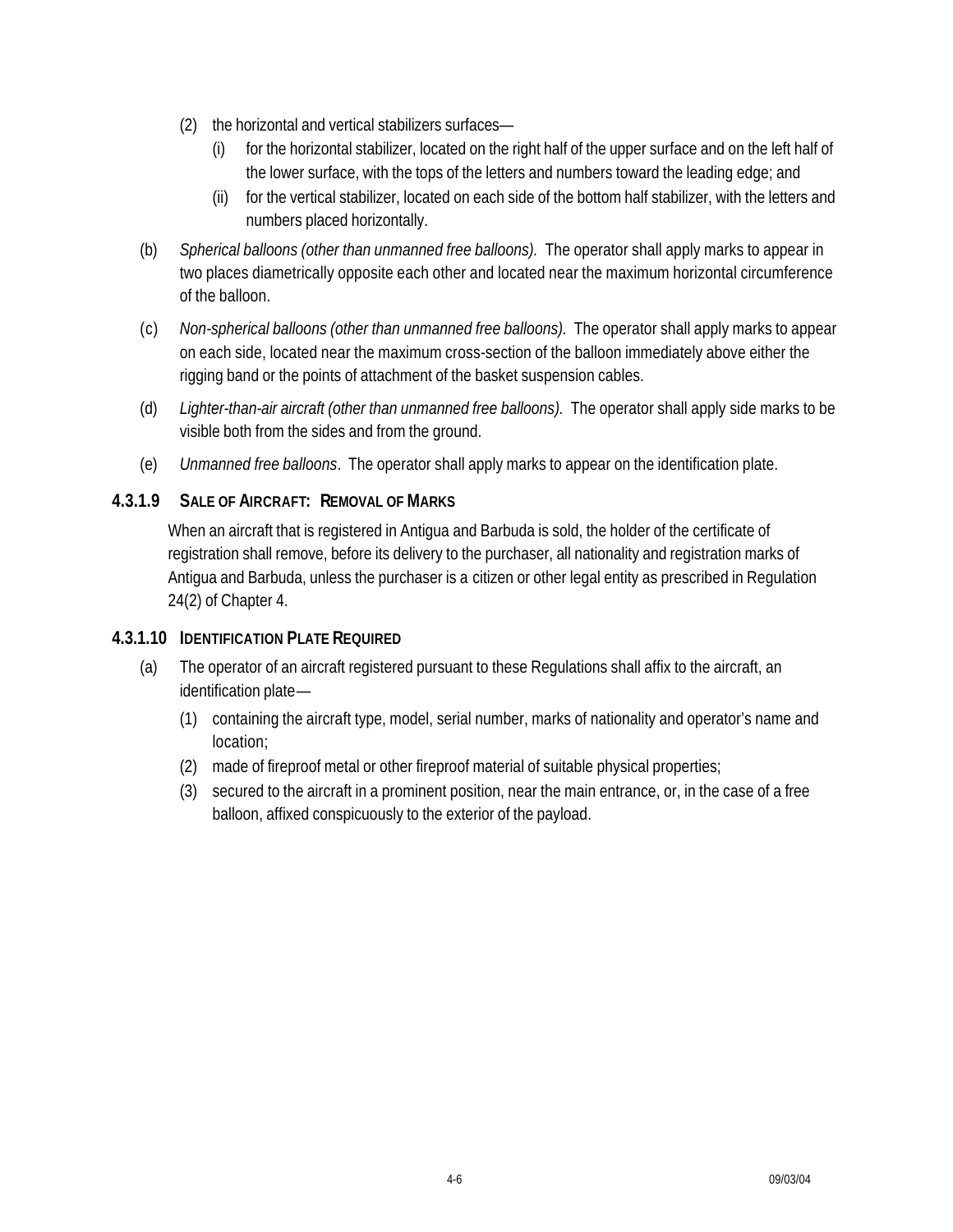(2) the horizontal and vertical stabilizers surfaces—

(i) for the horizontal stabilizer, located on the right half of the upper surface and on the left half of the lower surface, with the tops of the letters and numbers toward the leading edge; and

(ii) for the vertical stabilizer, located on each side of the bottom half stabilizer, with the letters and numbers placed horizontally.

(b) *Spherical balloons (other than unmanned free balloons).* The operator shall apply marks to appear in two places diametrically opposite each other and located near the maximum horizontal circumference of the balloon.

(c) *Non-spherical balloons (other than unmanned free balloons).* The operator shall apply marks to appear on each side, located near the maximum cross-section of the balloon immediately above either the rigging band or the points of attachment of the basket suspension cables.

(d) *Lighter-than-air aircraft (other than unmanned free balloons).* The operator shall apply side marks to be visible both from the sides and from the ground.

(e) *Unmanned free balloons*. The operator shall apply marks to appear on the identification plate.

### 4.3.1.9 SALE OF AIRCRAFT: REMOVAL OF MARKS

When an aircraft that is registered in Antigua and Barbuda is sold, the holder of the certificate of registration shall remove, before its delivery to the purchaser, all nationality and registration marks of Antigua and Barbuda, unless the purchaser is a citizen or other legal entity as prescribed in Regulation 24(2) of Chapter 4.

### 4.3.1.10 IDENTIFICATION PLATE REQUIRED

(a) The operator of an aircraft registered pursuant to these Regulations shall affix to the aircraft, an identification plate—

(1) containing the aircraft type, model, serial number, marks of nationality and operator's name and location;

(2) made of fireproof metal or other fireproof material of suitable physical properties;

(3) secured to the aircraft in a prominent position, near the main entrance, or, in the case of a free balloon, affixed conspicuously to the exterior of the payload.